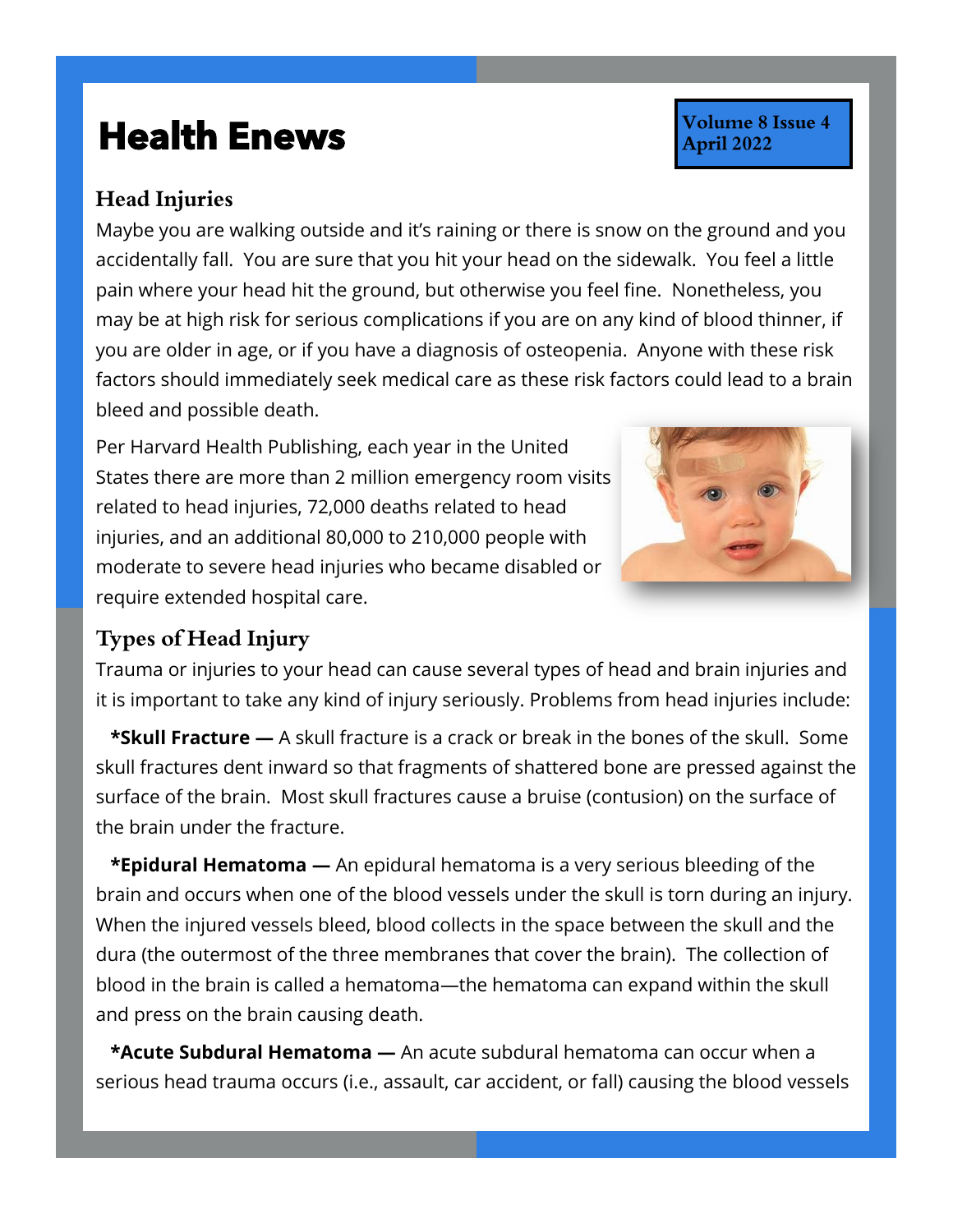# Health Enews

**Volume 8 Issue 4**
**April 2022**

## Head Injuries

Maybe you are walking outside and it's raining or there is snow on the ground and you accidentally fall. You are sure that you hit your head on the sidewalk. You feel a little pain where your head hit the ground, but otherwise you feel fine. Nonetheless, you may be at high risk for serious complications if you are on any kind of blood thinner, if you are older in age, or if you have a diagnosis of osteopenia. Anyone with these risk factors should immediately seek medical care as these risk factors could lead to a brain bleed and possible death.

Per Harvard Health Publishing, each year in the United States there are more than 2 million emergency room visits related to head injuries, 72,000 deaths related to head injuries, and an additional 80,000 to 210,000 people with moderate to severe head injuries who became disabled or require extended hospital care.

## Types of Head Injury

Trauma or injuries to your head can cause several types of head and brain injuries and it is important to take any kind of injury seriously. Problems from head injuries include:

**\*Skull Fracture —** A skull fracture is a crack or break in the bones of the skull. Some skull fractures dent inward so that fragments of shattered bone are pressed against the surface of the brain. Most skull fractures cause a bruise (contusion) on the surface of the brain under the fracture.

**\*Epidural Hematoma —** An epidural hematoma is a very serious bleeding of the brain and occurs when one of the blood vessels under the skull is torn during an injury. When the injured vessels bleed, blood collects in the space between the skull and the dura (the outermost of the three membranes that cover the brain). The collection of blood in the brain is called a hematoma—the hematoma can expand within the skull and press on the brain causing death.

**\*Acute Subdural Hematoma —** An acute subdural hematoma can occur when a serious head trauma occurs (i.e., assault, car accident, or fall) causing the blood vessels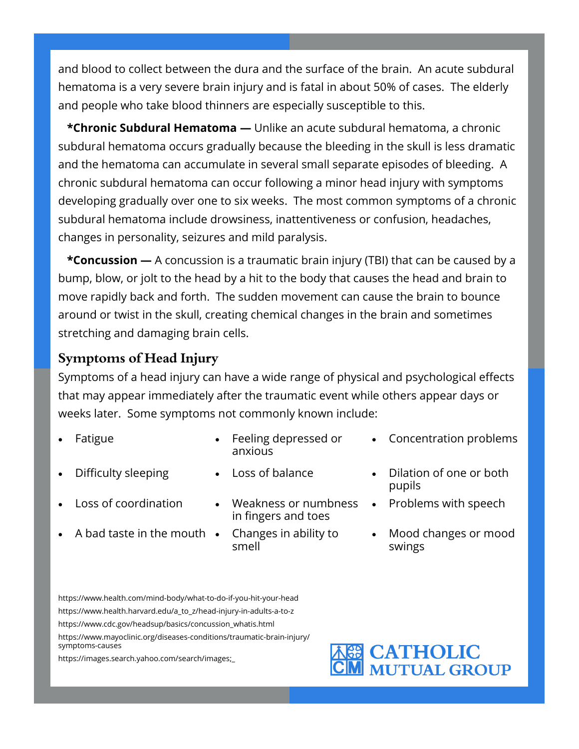and blood to collect between the dura and the surface of the brain. An acute subdural hematoma is a very severe brain injury and is fatal in about 50% of cases. The elderly and people who take blood thinners are especially susceptible to this.

**\*Chronic Subdural Hematoma —** Unlike an acute subdural hematoma, a chronic subdural hematoma occurs gradually because the bleeding in the skull is less dramatic and the hematoma can accumulate in several small separate episodes of bleeding. A chronic subdural hematoma can occur following a minor head injury with symptoms developing gradually over one to six weeks. The most common symptoms of a chronic subdural hematoma include drowsiness, inattentiveness or confusion, headaches, changes in personality, seizures and mild paralysis.

**\*Concussion —** A concussion is a traumatic brain injury (TBI) that can be caused by a bump, blow, or jolt to the head by a hit to the body that causes the head and brain to move rapidly back and forth. The sudden movement can cause the brain to bounce around or twist in the skull, creating chemical changes in the brain and sometimes stretching and damaging brain cells.

## Symptoms of Head Injury

Symptoms of a head injury can have a wide range of physical and psychological effects that may appear immediately after the traumatic event while others appear days or weeks later. Some symptoms not commonly known include:

- Fatigue
- Difficulty sleeping
- Loss of coordination
- A bad taste in the mouth
- Feeling depressed or anxious
- Loss of balance
- Weakness or numbness in fingers and toes
- Changes in ability to smell
- Concentration problems
- Dilation of one or both pupils
- Problems with speech
- Mood changes or mood swings

https://www.health.com/mind-body/what-to-do-if-you-hit-your-head
https://www.health.harvard.edu/a_to_z/head-injury-in-adults-a-to-z
https://www.cdc.gov/headsup/basics/concussion_whatis.html
https://www.mayoclinic.org/diseases-conditions/traumatic-brain-injury/symptoms-causes
https://images.search.yahoo.com/search/images;_

CATHOLIC MUTUAL GROUP